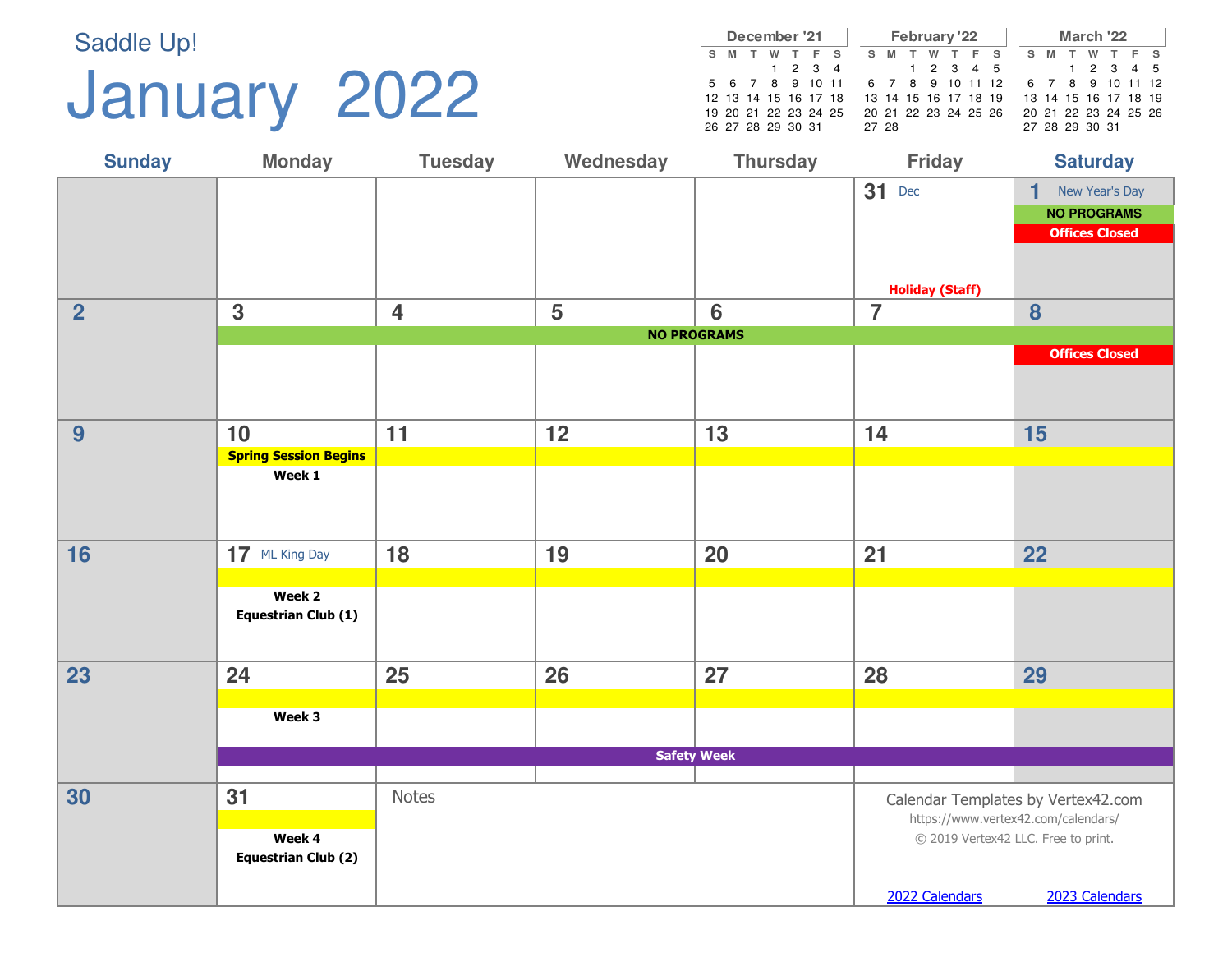Saddle Up!

# January 2022

**December '21**

| S | M | T | W | T | F | S |
|---|---|---|---|---|---|---|
| | | | 1 | 2 | 3 | 4 |
| 5 | 6 | 7 | 8 | 9 | 10 | 11 |
| 12 | 13 | 14 | 15 | 16 | 17 | 18 |
| 19 | 20 | 21 | 22 | 23 | 24 | 25 |
| 26 | 27 | 28 | 29 | 30 | 31 | |

**February '22**

| S | M | T | W | T | F | S |
|---|---|---|---|---|---|---|
| | | 1 | 2 | 3 | 4 | 5 |
| 6 | 7 | 8 | 9 | 10 | 11 | 12 |
| 13 | 14 | 15 | 16 | 17 | 18 | 19 |
| 20 | 21 | 22 | 23 | 24 | 25 | 26 |
| 27 | 28 | | | | | |

**March '22**

| S | M | T | W | T | F | S |
|---|---|---|---|---|---|---|
| | | 1 | 2 | 3 | 4 | 5 |
| 6 | 7 | 8 | 9 | 10 | 11 | 12 |
| 13 | 14 | 15 | 16 | 17 | 18 | 19 |
| 20 | 21 | 22 | 23 | 24 | 25 | 26 |
| 27 | 28 | 29 | 30 | 31 | | |

| Sunday | Monday | Tuesday | Wednesday | Thursday | Friday | Saturday |
|---|---|---|---|---|---|---|
| | | | | | 31 Dec<br>**Holiday (Staff)** | 1 New Year's Day<br>**NO PROGRAMS**<br>**Offices Closed** |
| 2 | 3<br>**NO PROGRAMS** | 4<br>**NO PROGRAMS** | 5<br>**NO PROGRAMS** | 6<br>**NO PROGRAMS** | 7<br>**NO PROGRAMS** | 8<br>**NO PROGRAMS**<br>**Offices Closed** |
| 9 | 10<br>**Spring Session Begins**<br>**Week 1** | 11 | 12 | 13 | 14 | 15 |
| 16 | 17 ML King Day<br>**Week 2**<br>**Equestrian Club (1)** | 18 | 19 | 20 | 21 | 22 |
| 23 | 24<br>**Week 3**<br>**Safety Week** | 25<br>**Safety Week** | 26<br>**Safety Week** | 27<br>**Safety Week** | 28<br>**Safety Week** | 29<br>**Safety Week** |
| 30 | 31<br>**Week 4**<br>**Equestrian Club (2)** | Notes | | | | |

Calendar Templates by Vertex42.com
https://www.vertex42.com/calendars/
© 2019 Vertex42 LLC. Free to print.

2022 Calendars 2023 Calendars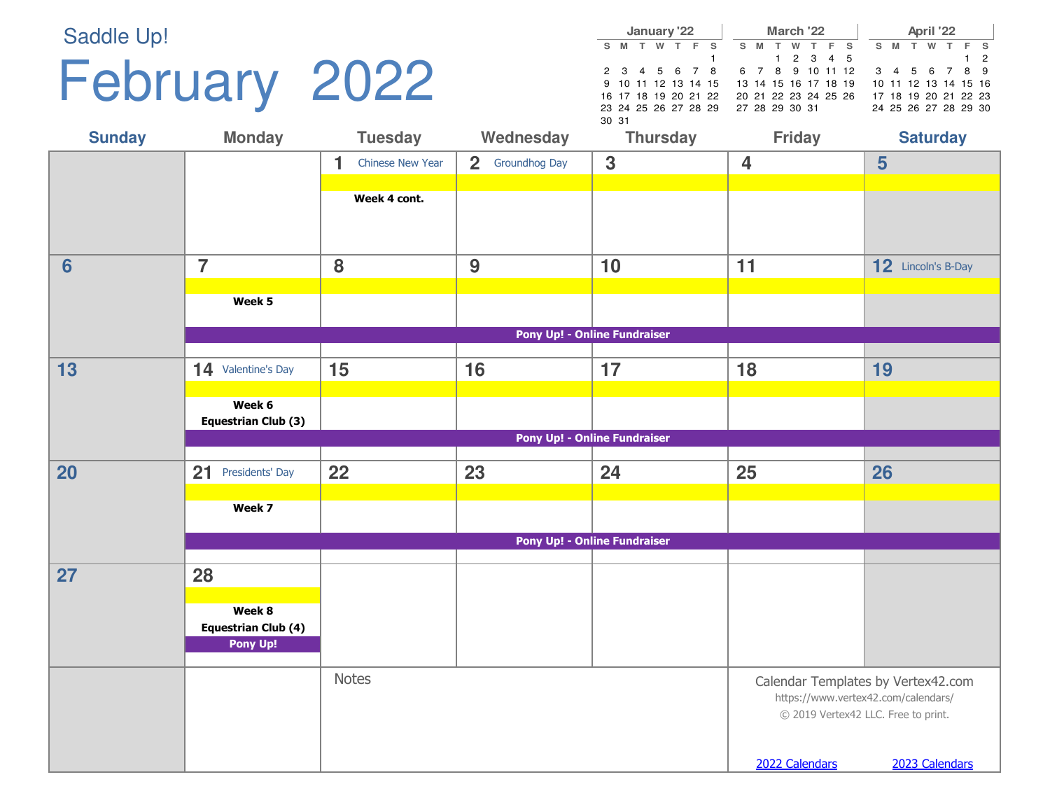Saddle Up!

# February 2022

| January '22 | | | | | | |
|---|---|---|---|---|---|---|
| S | M | T | W | T | F | S |
| | | | | | | 1 |
| 2 | 3 | 4 | 5 | 6 | 7 | 8 |
| 9 | 10 | 11 | 12 | 13 | 14 | 15 |
| 16 | 17 | 18 | 19 | 20 | 21 | 22 |
| 23 | 24 | 25 | 26 | 27 | 28 | 29 |
| 30 | 31 | | | | | |

| March '22 | | | | | | |
|---|---|---|---|---|---|---|
| S | M | T | W | T | F | S |
| | | 1 | 2 | 3 | 4 | 5 |
| 6 | 7 | 8 | 9 | 10 | 11 | 12 |
| 13 | 14 | 15 | 16 | 17 | 18 | 19 |
| 20 | 21 | 22 | 23 | 24 | 25 | 26 |
| 27 | 28 | 29 | 30 | 31 | | |

| April '22 | | | | | | |
|---|---|---|---|---|---|---|
| S | M | T | W | T | F | S |
| | | | | | 1 | 2 |
| 3 | 4 | 5 | 6 | 7 | 8 | 9 |
| 10 | 11 | 12 | 13 | 14 | 15 | 16 |
| 17 | 18 | 19 | 20 | 21 | 22 | 23 |
| 24 | 25 | 26 | 27 | 28 | 29 | 30 |

| Sunday | Monday | Tuesday | Wednesday | Thursday | Friday | Saturday |
|---|---|---|---|---|---|---|
| | | 1 Chinese New Year<br>**Week 4 cont.** | 2 Groundhog Day | 3 | 4 | 5 |
| 6 | 7<br>**Week 5**<br>**Pony Up! - Online Fundraiser** | 8 | 9 | 10 | 11 | 12 Lincoln's B-Day |
| 13 | 14 Valentine's Day<br>**Week 6**<br>**Equestrian Club (3)**<br>**Pony Up! - Online Fundraiser** | 15 | 16 | 17 | 18 | 19 |
| 20 | 21 Presidents' Day<br>**Week 7**<br>**Pony Up! - Online Fundraiser** | 22 | 23 | 24 | 25 | 26 |
| 27 | 28<br>**Week 8**<br>**Equestrian Club (4)**<br>**Pony Up!** | | | | | |

Notes

Calendar Templates by Vertex42.com
https://www.vertex42.com/calendars/
© 2019 Vertex42 LLC. Free to print.

2022 Calendars 2023 Calendars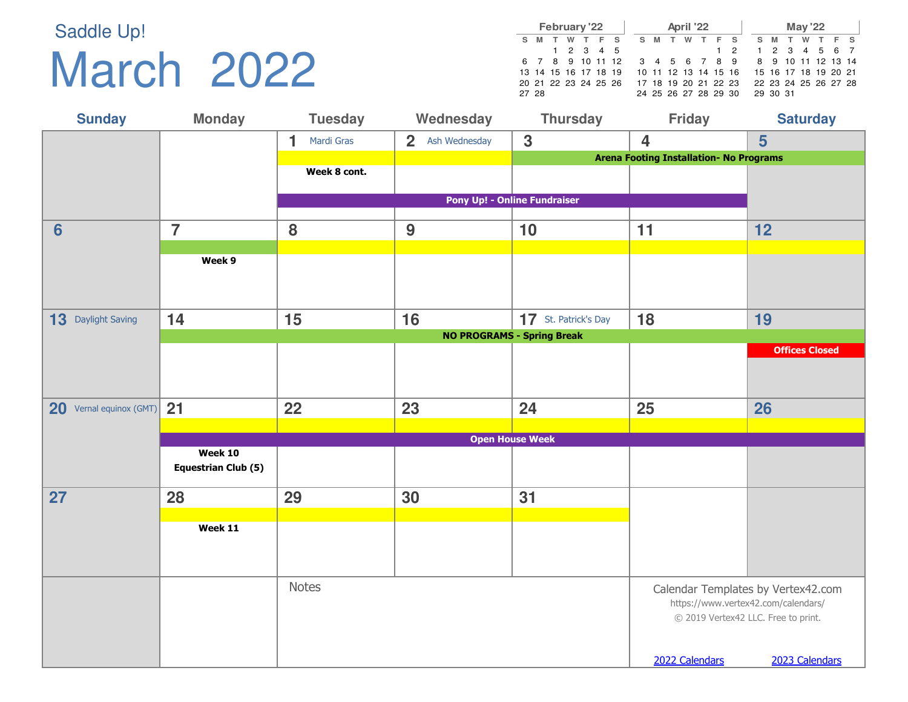Saddle Up!

# March 2022

**February '22**

| S | M | T | W | T | F | S |
|---|---|---|---|---|---|---|
| | | 1 | 2 | 3 | 4 | 5 |
| 6 | 7 | 8 | 9 | 10 | 11 | 12 |
| 13 | 14 | 15 | 16 | 17 | 18 | 19 |
| 20 | 21 | 22 | 23 | 24 | 25 | 26 |
| 27 | 28 | | | | | |

**April '22**

| S | M | T | W | T | F | S |
|---|---|---|---|---|---|---|
| | | | | | 1 | 2 |
| 3 | 4 | 5 | 6 | 7 | 8 | 9 |
| 10 | 11 | 12 | 13 | 14 | 15 | 16 |
| 17 | 18 | 19 | 20 | 21 | 22 | 23 |
| 24 | 25 | 26 | 27 | 28 | 29 | 30 |

**May '22**

| S | M | T | W | T | F | S |
|---|---|---|---|---|---|---|
| 1 | 2 | 3 | 4 | 5 | 6 | 7 |
| 8 | 9 | 10 | 11 | 12 | 13 | 14 |
| 15 | 16 | 17 | 18 | 19 | 20 | 21 |
| 22 | 23 | 24 | 25 | 26 | 27 | 28 |
| 29 | 30 | 31 | | | | |

| Sunday | Monday | Tuesday | Wednesday | Thursday | Friday | Saturday |
|---|---|---|---|---|---|---|
| | | 1 Mardi Gras<br>**Week 8 cont.**<br>**Pony Up! - Online Fundraiser** | 2 Ash Wednesday | 3 **Arena Footing Installation- No Programs** | 4 | 5 |
| 6 | 7<br>**Week 9** | 8 | 9 | 10 | 11 | 12 |
| 13 Daylight Saving | 14 **NO PROGRAMS - Spring Break** | 15 | 16 | 17 St. Patrick's Day | 18 | 19<br>**Offices Closed** |
| 20 Vernal equinox (GMT) | 21<br>**Open House Week**<br>**Week 10**<br>**Equestrian Club (5)** | 22 | 23 | 24 | 25 | 26 |
| 27 | 28<br>**Week 11** | 29 | 30 | 31 | | |

Notes

Calendar Templates by Vertex42.com
https://www.vertex42.com/calendars/
© 2019 Vertex42 LLC. Free to print.

2022 Calendars 2023 Calendars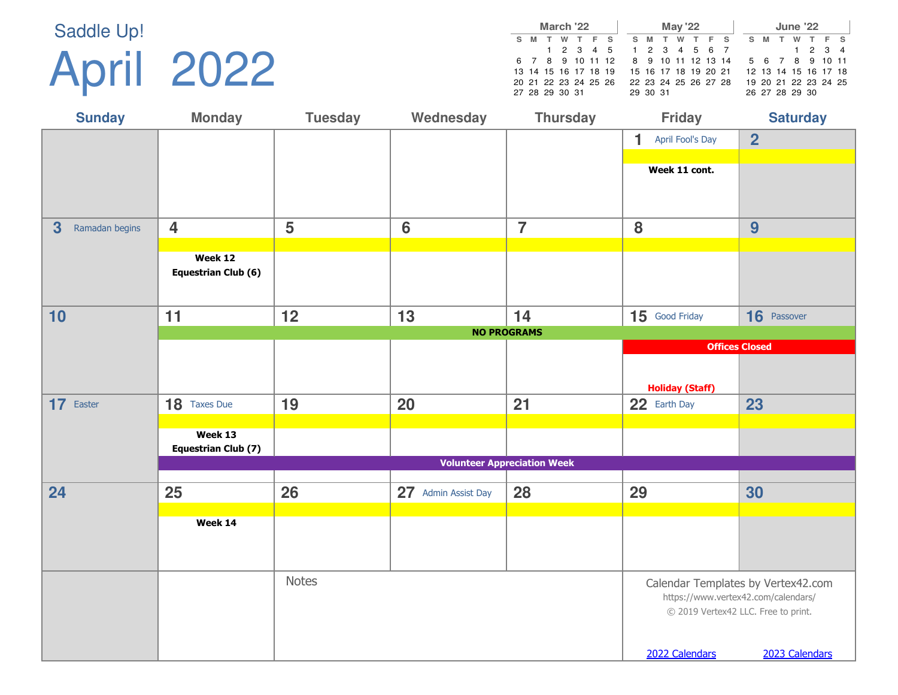Saddle Up!

# April 2022

**March '22**

| S | M | T | W | T | F | S |
|---|---|---|---|---|---|---|
| | | 1 | 2 | 3 | 4 | 5 |
| 6 | 7 | 8 | 9 | 10 | 11 | 12 |
| 13 | 14 | 15 | 16 | 17 | 18 | 19 |
| 20 | 21 | 22 | 23 | 24 | 25 | 26 |
| 27 | 28 | 29 | 30 | 31 | | |

**May '22**

| S | M | T | W | T | F | S |
|---|---|---|---|---|---|---|
| 1 | 2 | 3 | 4 | 5 | 6 | 7 |
| 8 | 9 | 10 | 11 | 12 | 13 | 14 |
| 15 | 16 | 17 | 18 | 19 | 20 | 21 |
| 22 | 23 | 24 | 25 | 26 | 27 | 28 |
| 29 | 30 | 31 | | | | |

**June '22**

| S | M | T | W | T | F | S |
|---|---|---|---|---|---|---|
| | | | 1 | 2 | 3 | 4 |
| 5 | 6 | 7 | 8 | 9 | 10 | 11 |
| 12 | 13 | 14 | 15 | 16 | 17 | 18 |
| 19 | 20 | 21 | 22 | 23 | 24 | 25 |
| 26 | 27 | 28 | 29 | 30 | | |

| Sunday | Monday | Tuesday | Wednesday | Thursday | Friday | Saturday |
|---|---|---|---|---|---|---|
| | | | | | 1 April Fool's Day<br>**Week 11 cont.** | 2 |
| 3 Ramadan begins | 4<br>**Week 12**<br>**Equestrian Club (6)** | 5 | 6 | 7 | 8 | 9 |
| 10 | 11<br>**NO PROGRAMS** | 12<br>**NO PROGRAMS** | 13<br>**NO PROGRAMS** | 14<br>**NO PROGRAMS** | 15 Good Friday<br>**NO PROGRAMS**<br>**Offices Closed**<br>**Holiday (Staff)** | 16 Passover<br>**NO PROGRAMS**<br>**Offices Closed** |
| 17 Easter | 18 Taxes Due<br>**Week 13**<br>**Equestrian Club (7)**<br>**Volunteer Appreciation Week** | 19<br>**Volunteer Appreciation Week** | 20<br>**Volunteer Appreciation Week** | 21<br>**Volunteer Appreciation Week** | 22 Earth Day<br>**Volunteer Appreciation Week** | 23<br>**Volunteer Appreciation Week** |
| 24 | 25<br>**Week 14** | 26 | 27 Admin Assist Day | 28 | 29 | 30 |

Notes

Calendar Templates by Vertex42.com
https://www.vertex42.com/calendars/
© 2019 Vertex42 LLC. Free to print.

2022 Calendars 2023 Calendars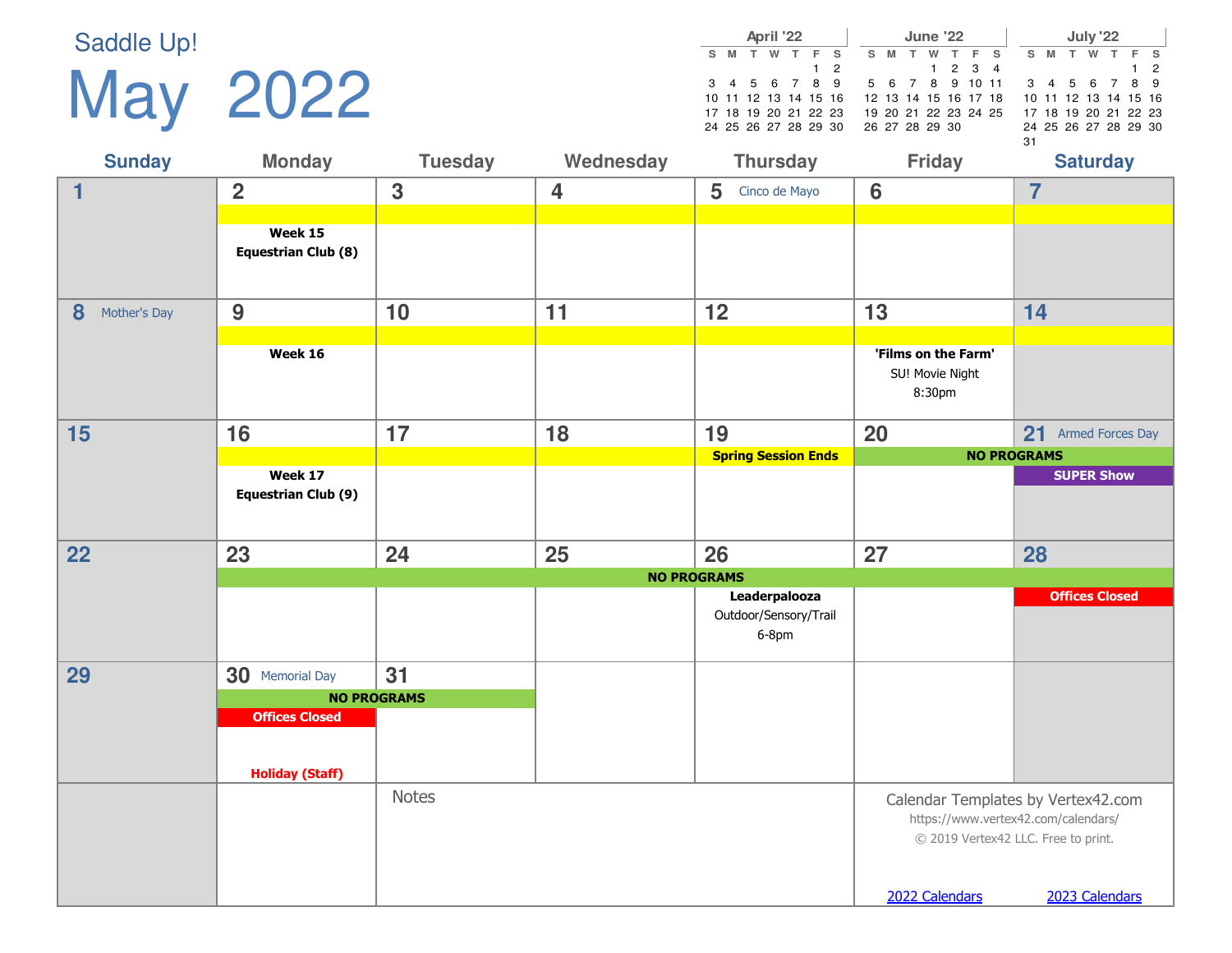Saddle Up!

# May 2022

| April '22 | | | | | | |
|---|---|---|---|---|---|---|
| S | M | T | W | T | F | S |
| | | | | | 1 | 2 |
| 3 | 4 | 5 | 6 | 7 | 8 | 9 |
| 10 | 11 | 12 | 13 | 14 | 15 | 16 |
| 17 | 18 | 19 | 20 | 21 | 22 | 23 |
| 24 | 25 | 26 | 27 | 28 | 29 | 30 |

| June '22 | | | | | | |
|---|---|---|---|---|---|---|
| S | M | T | W | T | F | S |
| | | | 1 | 2 | 3 | 4 |
| 5 | 6 | 7 | 8 | 9 | 10 | 11 |
| 12 | 13 | 14 | 15 | 16 | 17 | 18 |
| 19 | 20 | 21 | 22 | 23 | 24 | 25 |
| 26 | 27 | 28 | 29 | 30 | | |

| July '22 | | | | | | |
|---|---|---|---|---|---|---|
| S | M | T | W | T | F | S |
| | | | | | 1 | 2 |
| 3 | 4 | 5 | 6 | 7 | 8 | 9 |
| 10 | 11 | 12 | 13 | 14 | 15 | 16 |
| 17 | 18 | 19 | 20 | 21 | 22 | 23 |
| 24 | 25 | 26 | 27 | 28 | 29 | 30 |
| 31 | | | | | | |

| Sunday | Monday | Tuesday | Wednesday | Thursday | Friday | Saturday |
|---|---|---|---|---|---|---|
| 1 | 2<br>**Week 15**<br>**Equestrian Club (8)** | 3 | 4 | 5 Cinco de Mayo | 6 | 7 |
| 8 Mother's Day | 9<br>**Week 16** | 10 | 11 | 12 | 13<br>**'Films on the Farm'**<br>SU! Movie Night<br>8:30pm | 14 |
| 15 | 16<br>**Week 17**<br>**Equestrian Club (9)** | 17 | 18 | 19<br>**Spring Session Ends** | 20<br>**NO PROGRAMS** | 21 Armed Forces Day<br>**NO PROGRAMS**<br>**SUPER Show** |
| 22 | 23<br>**NO PROGRAMS** | 24<br>**NO PROGRAMS** | 25<br>**NO PROGRAMS** | 26<br>**NO PROGRAMS**<br>**Leaderpalooza**<br>Outdoor/Sensory/Trail<br>6-8pm | 27<br>**NO PROGRAMS** | 28<br>**NO PROGRAMS**<br>**Offices Closed** |
| 29 | 30 Memorial Day<br>**NO PROGRAMS**<br>**Offices Closed**<br>**Holiday (Staff)** | 31<br>**NO PROGRAMS** | | | | |

Notes

Calendar Templates by Vertex42.com
https://www.vertex42.com/calendars/
© 2019 Vertex42 LLC. Free to print.

2022 Calendars 2023 Calendars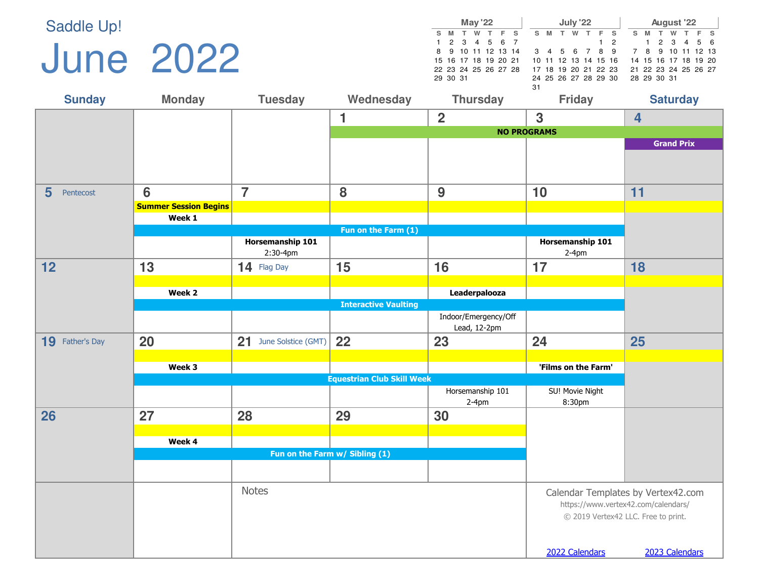Saddle Up!

# June 2022

**May '22**

| S | M | T | W | T | F | S |
|---|---|---|---|---|---|---|
| 1 | 2 | 3 | 4 | 5 | 6 | 7 |
| 8 | 9 | 10 | 11 | 12 | 13 | 14 |
| 15 | 16 | 17 | 18 | 19 | 20 | 21 |
| 22 | 23 | 24 | 25 | 26 | 27 | 28 |
| 29 | 30 | 31 | | | | |

**July '22**

| S | M | T | W | T | F | S |
|---|---|---|---|---|---|---|
| | | | | | 1 | 2 |
| 3 | 4 | 5 | 6 | 7 | 8 | 9 |
| 10 | 11 | 12 | 13 | 14 | 15 | 16 |
| 17 | 18 | 19 | 20 | 21 | 22 | 23 |
| 24 | 25 | 26 | 27 | 28 | 29 | 30 |
| 31 | | | | | | |

**August '22**

| S | M | T | W | T | F | S |
|---|---|---|---|---|---|---|
| | 1 | 2 | 3 | 4 | 5 | 6 |
| 7 | 8 | 9 | 10 | 11 | 12 | 13 |
| 14 | 15 | 16 | 17 | 18 | 19 | 20 |
| 21 | 22 | 23 | 24 | 25 | 26 | 27 |
| 28 | 29 | 30 | 31 | | | |

| Sunday | Monday | Tuesday | Wednesday | Thursday | Friday | Saturday |
|---|---|---|---|---|---|---|
| | | | 1 **NO PROGRAMS** (Jun 1–4) | 2 | 3 | 4 **Grand Prix** |
| 5 Pentecost | 6 **Summer Session Begins** **Week 1** **Fun on the Farm (1)** (Jun 6–10) | 7 **Horsemanship 101** 2:30-4pm | 8 | 9 | 10 **Horsemanship 101** 2-4pm | 11 |
| 12 | 13 **Week 2** **Interactive Vaulting** (Jun 13–17) | 14 Flag Day | 15 | 16 **Leaderpalooza** Indoor/Emergency/Off Lead, 12-2pm | 17 | 18 |
| 19 Father's Day | 20 **Week 3** **Equestrian Club Skill Week** (Jun 20–24) | 21 June Solstice (GMT) | 22 | 23 Horsemanship 101 2-4pm | 24 **'Films on the Farm'** SU! Movie Night 8:30pm | 25 |
| 26 | 27 **Week 4** **Fun on the Farm w/ Sibling (1)** (Jun 27–30) | 28 | 29 | 30 | | |

Notes

Calendar Templates by Vertex42.com
https://www.vertex42.com/calendars/
© 2019 Vertex42 LLC. Free to print.

[2022 Calendars](https://www.vertex42.com/calendars/) [2023 Calendars](https://www.vertex42.com/calendars/)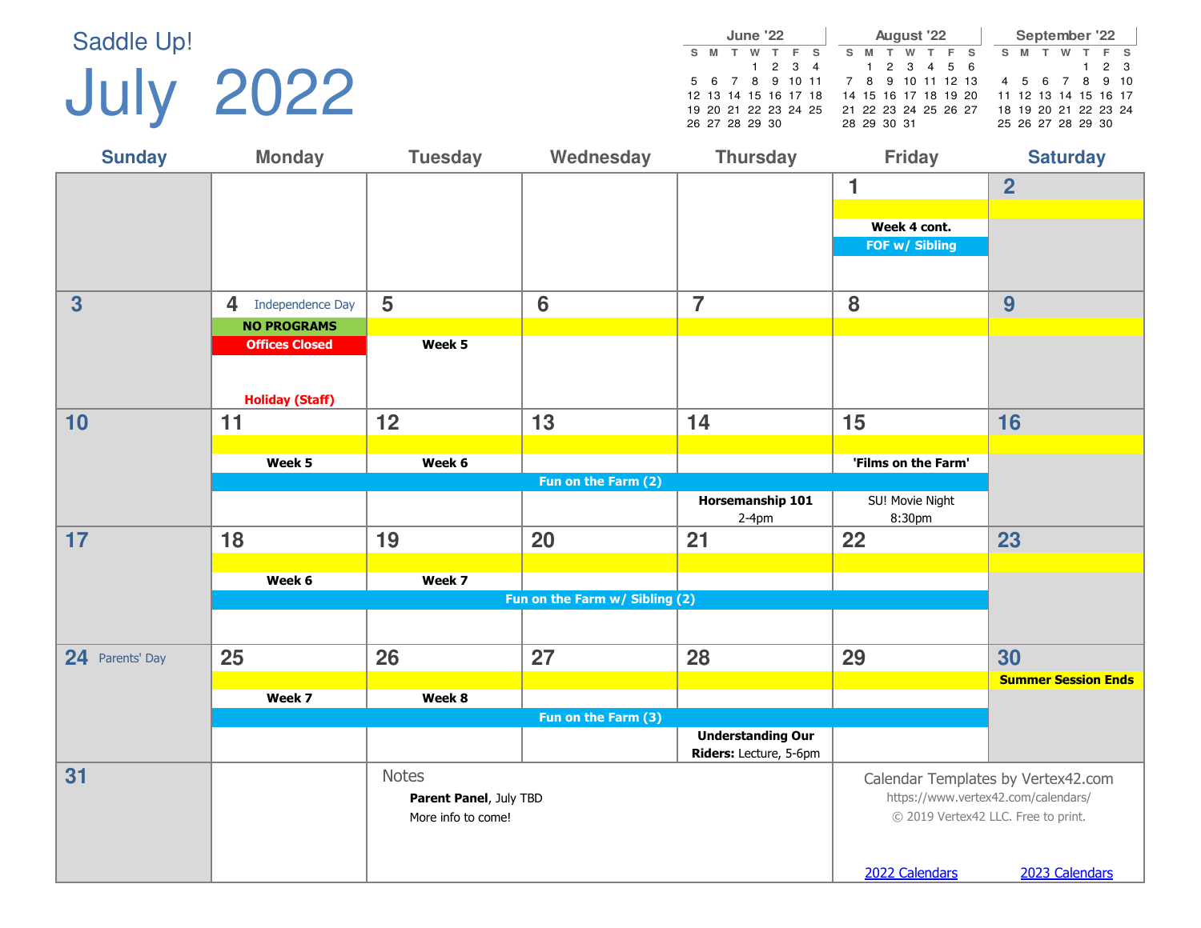Saddle Up!

# July 2022

**June '22**

| S | M | T | W | T | F | S |
|---|---|---|---|---|---|---|
| | | | 1 | 2 | 3 | 4 |
| 5 | 6 | 7 | 8 | 9 | 10 | 11 |
| 12 | 13 | 14 | 15 | 16 | 17 | 18 |
| 19 | 20 | 21 | 22 | 23 | 24 | 25 |
| 26 | 27 | 28 | 29 | 30 | | |

**August '22**

| S | M | T | W | T | F | S |
|---|---|---|---|---|---|---|
| | 1 | 2 | 3 | 4 | 5 | 6 |
| 7 | 8 | 9 | 10 | 11 | 12 | 13 |
| 14 | 15 | 16 | 17 | 18 | 19 | 20 |
| 21 | 22 | 23 | 24 | 25 | 26 | 27 |
| 28 | 29 | 30 | 31 | | | |

**September '22**

| S | M | T | W | T | F | S |
|---|---|---|---|---|---|---|
| | | | | 1 | 2 | 3 |
| 4 | 5 | 6 | 7 | 8 | 9 | 10 |
| 11 | 12 | 13 | 14 | 15 | 16 | 17 |
| 18 | 19 | 20 | 21 | 22 | 23 | 24 |
| 25 | 26 | 27 | 28 | 29 | 30 | |

| Sunday | Monday | Tuesday | Wednesday | Thursday | Friday | Saturday |
|---|---|---|---|---|---|---|
| | | | | | 1 **Week 4 cont.** **FOF w/ Sibling** | 2 |
| 3 | 4 Independence Day **NO PROGRAMS** **Offices Closed** **Holiday (Staff)** | 5 **Week 5** | 6 | 7 | 8 | 9 |
| 10 | 11 **Week 5** **Fun on the Farm (2)** | 12 **Week 6** **Fun on the Farm (2)** | 13 **Fun on the Farm (2)** | 14 **Fun on the Farm (2)** **Horsemanship 101** 2-4pm | 15 **'Films on the Farm'** **Fun on the Farm (2)** SU! Movie Night 8:30pm | 16 |
| 17 | 18 **Week 6** **Fun on the Farm w/ Sibling (2)** | 19 **Week 7** **Fun on the Farm w/ Sibling (2)** | 20 **Fun on the Farm w/ Sibling (2)** | 21 **Fun on the Farm w/ Sibling (2)** | 22 **Fun on the Farm w/ Sibling (2)** | 23 |
| 24 Parents' Day | 25 **Week 7** **Fun on the Farm (3)** | 26 **Week 8** **Fun on the Farm (3)** | 27 **Fun on the Farm (3)** | 28 **Fun on the Farm (3)** **Understanding Our Riders:** Lecture, 5-6pm | 29 **Fun on the Farm (3)** | 30 **Summer Session Ends** |
| 31 | | | | | | |

Notes

**Parent Panel**, July TBD

More info to come!

Calendar Templates by Vertex42.com

https://www.vertex42.com/calendars/

© 2019 Vertex42 LLC. Free to print.

2022 Calendars

2023 Calendars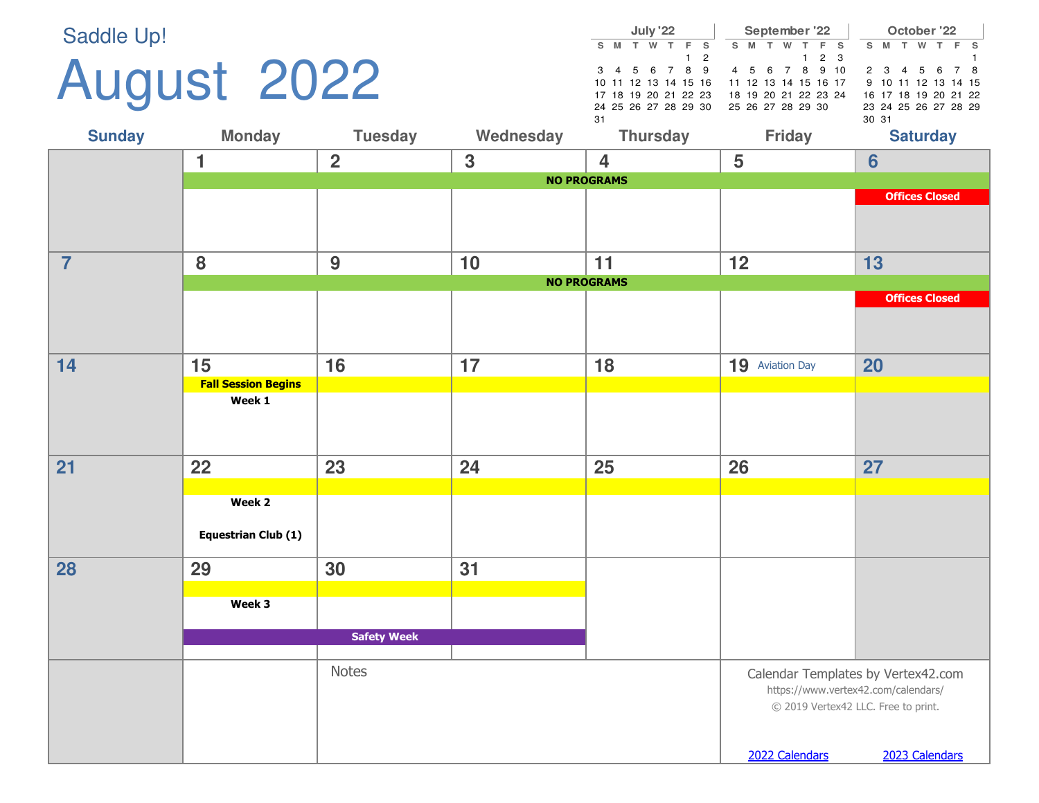Saddle Up!

# August 2022

**July '22**

| S | M | T | W | T | F | S |
|---|---|---|---|---|---|---|
| | | | | | 1 | 2 |
| 3 | 4 | 5 | 6 | 7 | 8 | 9 |
| 10 | 11 | 12 | 13 | 14 | 15 | 16 |
| 17 | 18 | 19 | 20 | 21 | 22 | 23 |
| 24 | 25 | 26 | 27 | 28 | 29 | 30 |
| 31 | | | | | | |

**September '22**

| S | M | T | W | T | F | S |
|---|---|---|---|---|---|---|
| | | | | 1 | 2 | 3 |
| 4 | 5 | 6 | 7 | 8 | 9 | 10 |
| 11 | 12 | 13 | 14 | 15 | 16 | 17 |
| 18 | 19 | 20 | 21 | 22 | 23 | 24 |
| 25 | 26 | 27 | 28 | 29 | 30 | |

**October '22**

| S | M | T | W | T | F | S |
|---|---|---|---|---|---|---|
| | | | | | | 1 |
| 2 | 3 | 4 | 5 | 6 | 7 | 8 |
| 9 | 10 | 11 | 12 | 13 | 14 | 15 |
| 16 | 17 | 18 | 19 | 20 | 21 | 22 |
| 23 | 24 | 25 | 26 | 27 | 28 | 29 |
| 30 | 31 | | | | | |

| Sunday | Monday | Tuesday | Wednesday | Thursday | Friday | Saturday |
|---|---|---|---|---|---|---|
| | 1 NO PROGRAMS | 2 | 3 | 4 | 5 | 6 Offices Closed |
| 7 | 8 NO PROGRAMS | 9 | 10 | 11 | 12 | 13 Offices Closed |
| 14 | 15 Fall Session Begins Week 1 | 16 | 17 | 18 | 19 Aviation Day | 20 |
| 21 | 22 Week 2 Equestrian Club (1) | 23 | 24 | 25 | 26 | 27 |
| 28 | 29 Week 3 Safety Week | 30 | 31 | | | |

Notes

Calendar Templates by Vertex42.com
https://www.vertex42.com/calendars/
© 2019 Vertex42 LLC. Free to print.

2022 Calendars 2023 Calendars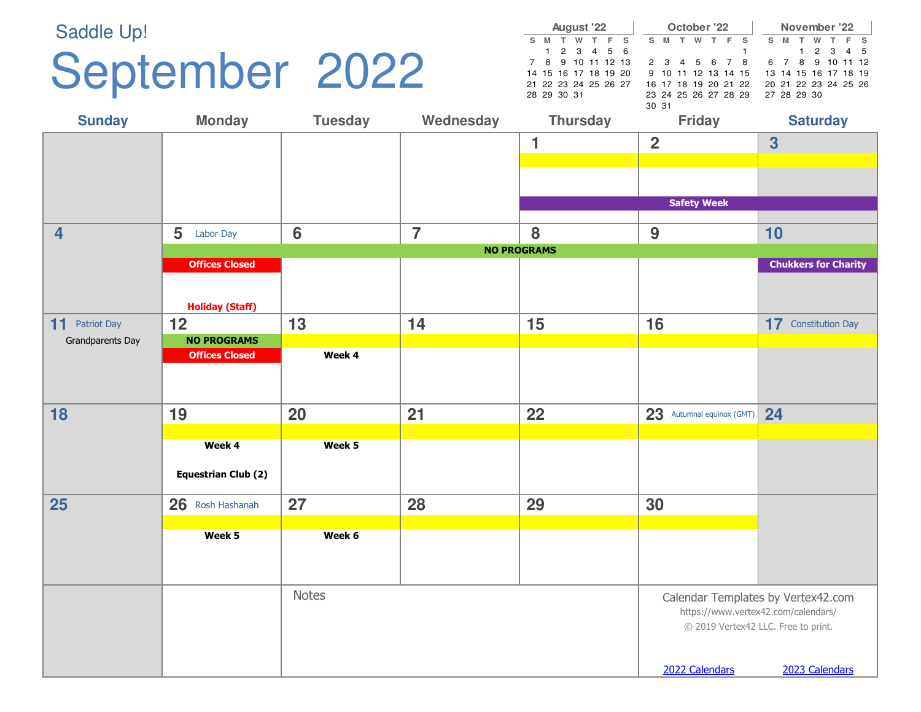Saddle Up!

# September 2022

**August '22**

| S | M | T | W | T | F | S |
|---|---|---|---|---|---|---|
| | 1 | 2 | 3 | 4 | 5 | 6 |
| 7 | 8 | 9 | 10 | 11 | 12 | 13 |
| 14 | 15 | 16 | 17 | 18 | 19 | 20 |
| 21 | 22 | 23 | 24 | 25 | 26 | 27 |
| 28 | 29 | 30 | 31 | | | |

**October '22**

| S | M | T | W | T | F | S |
|---|---|---|---|---|---|---|
| | | | | | | 1 |
| 2 | 3 | 4 | 5 | 6 | 7 | 8 |
| 9 | 10 | 11 | 12 | 13 | 14 | 15 |
| 16 | 17 | 18 | 19 | 20 | 21 | 22 |
| 23 | 24 | 25 | 26 | 27 | 28 | 29 |
| 30 | 31 | | | | | |

**November '22**

| S | M | T | W | T | F | S |
|---|---|---|---|---|---|---|
| | | 1 | 2 | 3 | 4 | 5 |
| 6 | 7 | 8 | 9 | 10 | 11 | 12 |
| 13 | 14 | 15 | 16 | 17 | 18 | 19 |
| 20 | 21 | 22 | 23 | 24 | 25 | 26 |
| 27 | 28 | 29 | 30 | | | |

| Sunday | Monday | Tuesday | Wednesday | Thursday | Friday | Saturday |
|---|---|---|---|---|---|---|
| | | | | 1 Safety Week | 2 Safety Week | 3 Safety Week |
| 4 | 5 Labor Day NO PROGRAMS Offices Closed Holiday (Staff) | 6 NO PROGRAMS | 7 NO PROGRAMS | 8 NO PROGRAMS | 9 NO PROGRAMS | 10 NO PROGRAMS Chukkers for Charity |
| 11 Patriot Day Grandparents Day | 12 NO PROGRAMS Offices Closed | 13 Week 4 | 14 | 15 | 16 | 17 Constitution Day |
| 18 | 19 Week 4 Equestrian Club (2) | 20 Week 5 | 21 | 22 | 23 Autumnal equinox (GMT) | 24 |
| 25 | 26 Rosh Hashanah Week 5 | 27 Week 6 | 28 | 29 | 30 | |

Notes

Calendar Templates by Vertex42.com
https://www.vertex42.com/calendars/
© 2019 Vertex42 LLC. Free to print.

2022 Calendars 2023 Calendars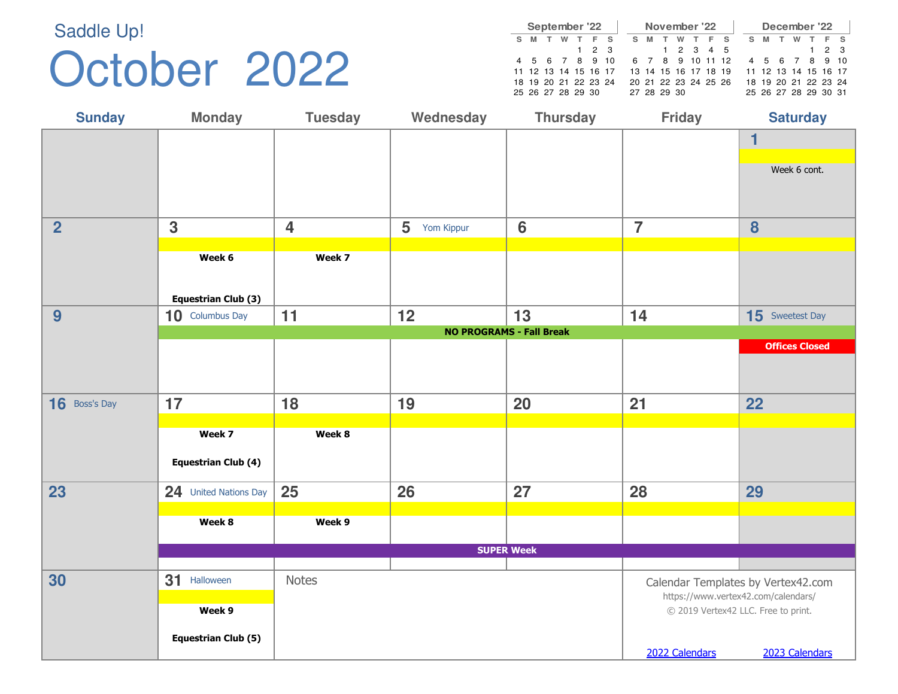Saddle Up!

# October 2022

| September '22 | | | | | | |
|---|---|---|---|---|---|---|
| S | M | T | W | T | F | S |
| | | | | 1 | 2 | 3 |
| 4 | 5 | 6 | 7 | 8 | 9 | 10 |
| 11 | 12 | 13 | 14 | 15 | 16 | 17 |
| 18 | 19 | 20 | 21 | 22 | 23 | 24 |
| 25 | 26 | 27 | 28 | 29 | 30 | |

| November '22 | | | | | | |
|---|---|---|---|---|---|---|
| S | M | T | W | T | F | S |
| | | 1 | 2 | 3 | 4 | 5 |
| 6 | 7 | 8 | 9 | 10 | 11 | 12 |
| 13 | 14 | 15 | 16 | 17 | 18 | 19 |
| 20 | 21 | 22 | 23 | 24 | 25 | 26 |
| 27 | 28 | 29 | 30 | | | |

| December '22 | | | | | | |
|---|---|---|---|---|---|---|
| S | M | T | W | T | F | S |
| | | | | 1 | 2 | 3 |
| 4 | 5 | 6 | 7 | 8 | 9 | 10 |
| 11 | 12 | 13 | 14 | 15 | 16 | 17 |
| 18 | 19 | 20 | 21 | 22 | 23 | 24 |
| 25 | 26 | 27 | 28 | 29 | 30 | 31 |

| Sunday | Monday | Tuesday | Wednesday | Thursday | Friday | Saturday |
|---|---|---|---|---|---|---|
| | | | | | | 1 **Week 6 cont.** |
| 2 | 3 **Week 6** **Equestrian Club (3)** | 4 **Week 7** | 5 Yom Kippur | 6 | 7 | 8 |
| 9 | 10 Columbus Day **NO PROGRAMS - Fall Break** | 11 **NO PROGRAMS - Fall Break** | 12 **NO PROGRAMS - Fall Break** | 13 **NO PROGRAMS - Fall Break** | 14 **NO PROGRAMS - Fall Break** | 15 Sweetest Day **NO PROGRAMS - Fall Break** **Offices Closed** |
| 16 Boss's Day | 17 **Week 7** **Equestrian Club (4)** | 18 **Week 8** | 19 | 20 | 21 | 22 |
| 23 | 24 United Nations Day **Week 8** **SUPER Week** | 25 **Week 9** **SUPER Week** | 26 **SUPER Week** | 27 **SUPER Week** | 28 **SUPER Week** | 29 **SUPER Week** |
| 30 | 31 Halloween **Week 9** **Equestrian Club (5)** | Notes | | | | |

Calendar Templates by Vertex42.com
https://www.vertex42.com/calendars/
© 2019 Vertex42 LLC. Free to print.

2022 Calendars

2023 Calendars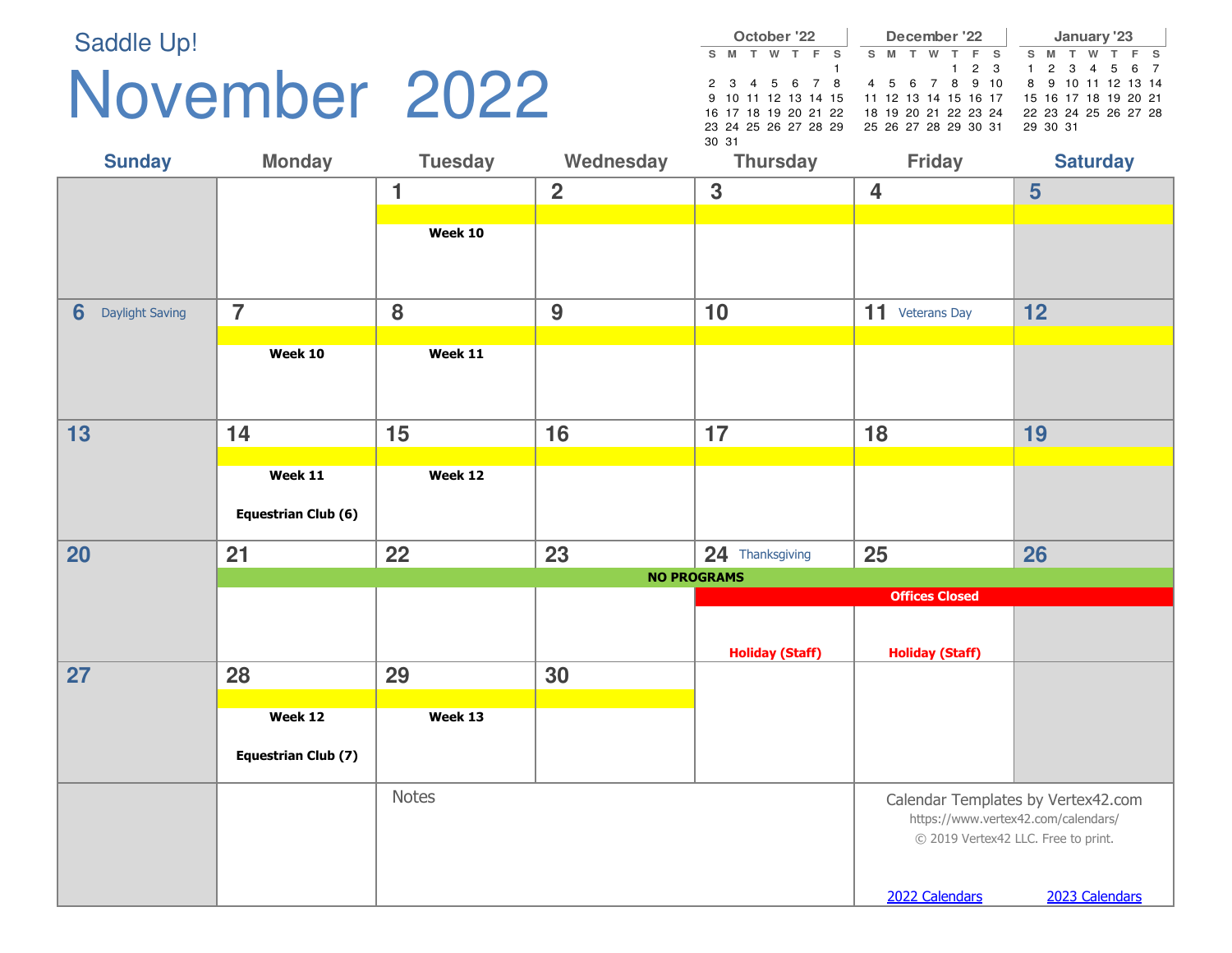Saddle Up!

# November 2022

**October '22**

| S | M | T | W | T | F | S |
|---|---|---|---|---|---|---|
| | | | | | | 1 |
| 2 | 3 | 4 | 5 | 6 | 7 | 8 |
| 9 | 10 | 11 | 12 | 13 | 14 | 15 |
| 16 | 17 | 18 | 19 | 20 | 21 | 22 |
| 23 | 24 | 25 | 26 | 27 | 28 | 29 |
| 30 | 31 | | | | | |

**December '22**

| S | M | T | W | T | F | S |
|---|---|---|---|---|---|---|
| | | | | 1 | 2 | 3 |
| 4 | 5 | 6 | 7 | 8 | 9 | 10 |
| 11 | 12 | 13 | 14 | 15 | 16 | 17 |
| 18 | 19 | 20 | 21 | 22 | 23 | 24 |
| 25 | 26 | 27 | 28 | 29 | 30 | 31 |

**January '23**

| S | M | T | W | T | F | S |
|---|---|---|---|---|---|---|
| 1 | 2 | 3 | 4 | 5 | 6 | 7 |
| 8 | 9 | 10 | 11 | 12 | 13 | 14 |
| 15 | 16 | 17 | 18 | 19 | 20 | 21 |
| 22 | 23 | 24 | 25 | 26 | 27 | 28 |
| 29 | 30 | 31 | | | | |

| Sunday | Monday | Tuesday | Wednesday | Thursday | Friday | Saturday |
|---|---|---|---|---|---|---|
| | | 1<br>**Week 10** | 2 | 3 | 4 | 5 |
| 6 Daylight Saving | 7<br>**Week 10** | 8<br>**Week 11** | 9 | 10 | 11 Veterans Day | 12 |
| 13 | 14<br>**Week 11**<br>**Equestrian Club (6)** | 15<br>**Week 12** | 16 | 17 | 18 | 19 |
| 20 | 21<br>**NO PROGRAMS** | 22<br>**NO PROGRAMS** | 23<br>**NO PROGRAMS** | 24 Thanksgiving<br>**NO PROGRAMS**<br>**Offices Closed**<br>**Holiday (Staff)** | 25<br>**NO PROGRAMS**<br>**Offices Closed**<br>**Holiday (Staff)** | 26<br>**NO PROGRAMS**<br>**Offices Closed** |
| 27 | 28<br>**Week 12**<br>**Equestrian Club (7)** | 29<br>**Week 13** | 30 | | | |

Notes

Calendar Templates by Vertex42.com
https://www.vertex42.com/calendars/
© 2019 Vertex42 LLC. Free to print.

2022 Calendars

2023 Calendars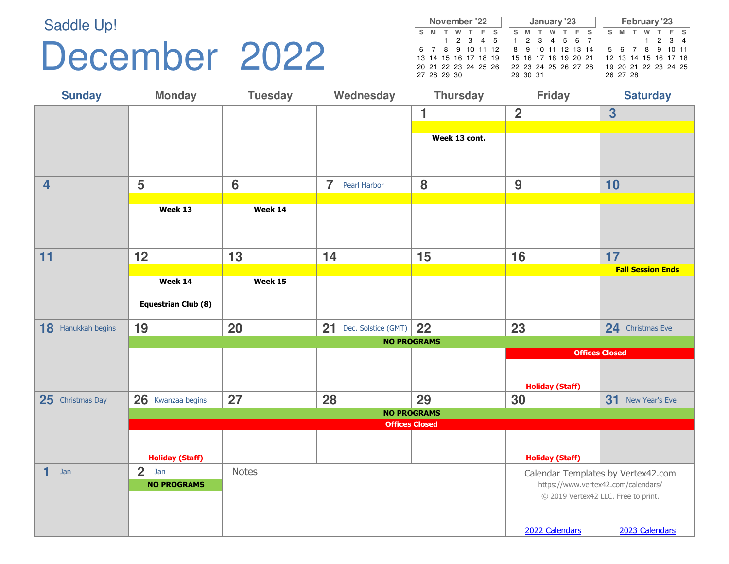Saddle Up!

# December 2022

**November '22**

| S | M | T | W | T | F | S |
|---|---|---|---|---|---|---|
| | | 1 | 2 | 3 | 4 | 5 |
| 6 | 7 | 8 | 9 | 10 | 11 | 12 |
| 13 | 14 | 15 | 16 | 17 | 18 | 19 |
| 20 | 21 | 22 | 23 | 24 | 25 | 26 |
| 27 | 28 | 29 | 30 | | | |

**January '23**

| S | M | T | W | T | F | S |
|---|---|---|---|---|---|---|
| 1 | 2 | 3 | 4 | 5 | 6 | 7 |
| 8 | 9 | 10 | 11 | 12 | 13 | 14 |
| 15 | 16 | 17 | 18 | 19 | 20 | 21 |
| 22 | 23 | 24 | 25 | 26 | 27 | 28 |
| 29 | 30 | 31 | | | | |

**February '23**

| S | M | T | W | T | F | S |
|---|---|---|---|---|---|---|
| | | | 1 | 2 | 3 | 4 |
| 5 | 6 | 7 | 8 | 9 | 10 | 11 |
| 12 | 13 | 14 | 15 | 16 | 17 | 18 |
| 19 | 20 | 21 | 22 | 23 | 24 | 25 |
| 26 | 27 | 28 | | | | |

| Sunday | Monday | Tuesday | Wednesday | Thursday | Friday | Saturday |
|---|---|---|---|---|---|---|
| | | | | 1 **Week 13 cont.** | 2 | 3 |
| 4 | 5 **Week 13** | 6 **Week 14** | 7 Pearl Harbor | 8 | 9 | 10 |
| 11 | 12 **Week 14** **Equestrian Club (8)** | 13 **Week 15** | 14 | 15 | 16 | 17 **Fall Session Ends** |
| 18 Hanukkah begins | 19 **NO PROGRAMS** | 20 **NO PROGRAMS** | 21 Dec. Solstice (GMT) **NO PROGRAMS** | 22 **NO PROGRAMS** | 23 **NO PROGRAMS** **Offices Closed** **Holiday (Staff)** | 24 Christmas Eve **NO PROGRAMS** **Offices Closed** |
| 25 Christmas Day | 26 Kwanzaa begins **NO PROGRAMS** **Offices Closed** **Holiday (Staff)** | 27 **NO PROGRAMS** **Offices Closed** | 28 **NO PROGRAMS** **Offices Closed** | 29 **NO PROGRAMS** **Offices Closed** | 30 **NO PROGRAMS** **Offices Closed** **Holiday (Staff)** | 31 New Year's Eve **NO PROGRAMS** **Offices Closed** |
| 1 Jan | 2 Jan **NO PROGRAMS** | Notes | | | | |

Calendar Templates by Vertex42.com
https://www.vertex42.com/calendars/
© 2019 Vertex42 LLC. Free to print.

2022 Calendars
2023 Calendars